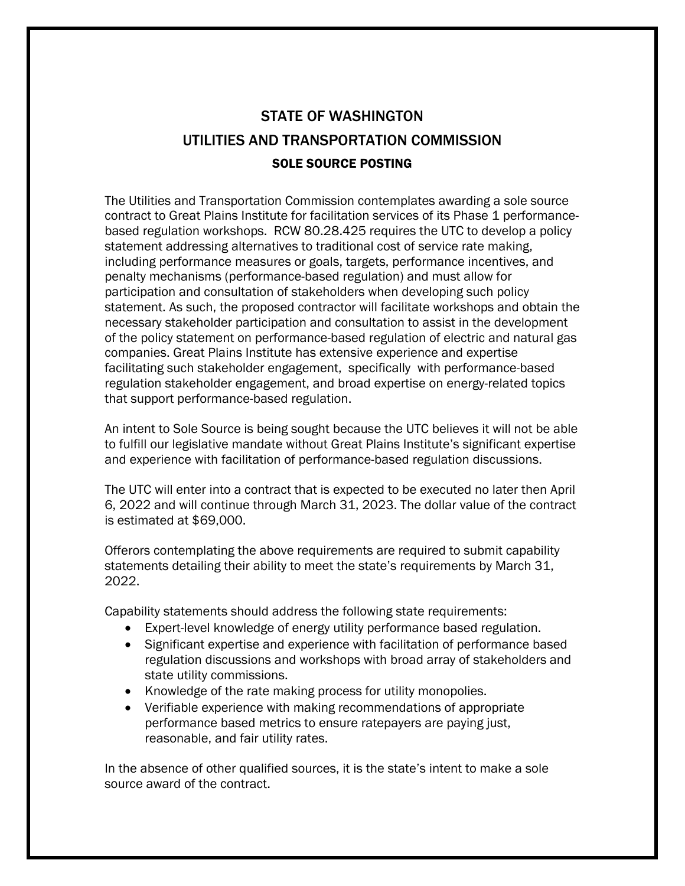# STATE OF WASHINGTON

# UTILITIES AND TRANSPORTATION COMMISSION

## SOLE SOURCE POSTING

The Utilities and Transportation Commission contemplates awarding a sole source contract to Great Plains Institute for facilitation services of its Phase 1 performance-based regulation workshops. RCW 80.28.425 requires the UTC to develop a policy statement addressing alternatives to traditional cost of service rate making, including performance measures or goals, targets, performance incentives, and penalty mechanisms (performance-based regulation) and must allow for participation and consultation of stakeholders when developing such policy statement. As such, the proposed contractor will facilitate workshops and obtain the necessary stakeholder participation and consultation to assist in the development of the policy statement on performance-based regulation of electric and natural gas companies. Great Plains Institute has extensive experience and expertise facilitating such stakeholder engagement, specifically with performance-based regulation stakeholder engagement, and broad expertise on energy-related topics that support performance-based regulation.

An intent to Sole Source is being sought because the UTC believes it will not be able to fulfill our legislative mandate without Great Plains Institute's significant expertise and experience with facilitation of performance-based regulation discussions.

The UTC will enter into a contract that is expected to be executed no later then April 6, 2022 and will continue through March 31, 2023. The dollar value of the contract is estimated at $69,000.

Offerors contemplating the above requirements are required to submit capability statements detailing their ability to meet the state's requirements by March 31, 2022.

Capability statements should address the following state requirements:

- Expert-level knowledge of energy utility performance based regulation.
- Significant expertise and experience with facilitation of performance based regulation discussions and workshops with broad array of stakeholders and state utility commissions.
- Knowledge of the rate making process for utility monopolies.
- Verifiable experience with making recommendations of appropriate performance based metrics to ensure ratepayers are paying just, reasonable, and fair utility rates.

In the absence of other qualified sources, it is the state's intent to make a sole source award of the contract.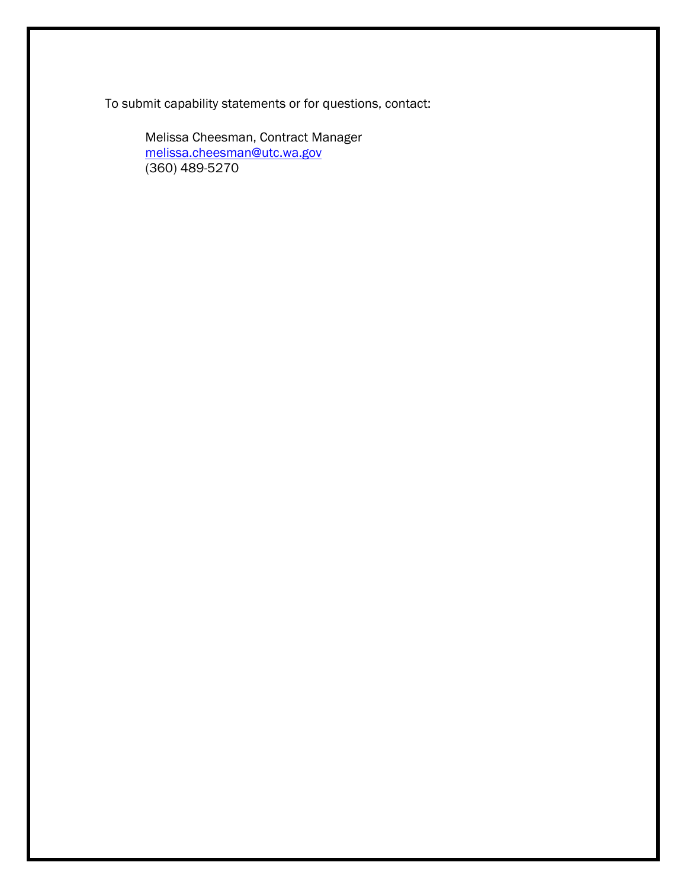To submit capability statements or for questions, contact:

Melissa Cheesman, Contract Manager
melissa.cheesman@utc.wa.gov
(360) 489-5270